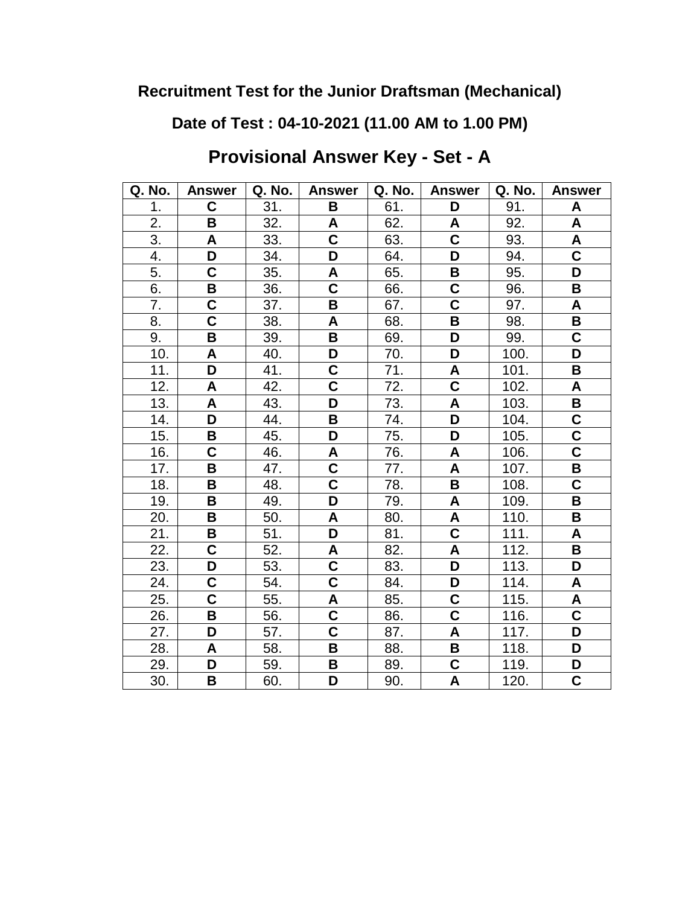**Recruitment Test for the Junior Draftsman (Mechanical)**

**Date of Test : 04-10-2021 (11.00 AM to 1.00 PM)**

## Provisional Answer Key - Set - A

| Q. No. | Answer | Q. No. | Answer | Q. No. | Answer | Q. No. | Answer |
|---|---|---|---|---|---|---|---|
| 1. | **C** | 31. | **B** | 61. | **D** | 91. | **A** |
| 2. | **B** | 32. | **A** | 62. | **A** | 92. | **A** |
| 3. | **A** | 33. | **C** | 63. | **C** | 93. | **A** |
| 4. | **D** | 34. | **D** | 64. | **D** | 94. | **C** |
| 5. | **C** | 35. | **A** | 65. | **B** | 95. | **D** |
| 6. | **B** | 36. | **C** | 66. | **C** | 96. | **B** |
| 7. | **C** | 37. | **B** | 67. | **C** | 97. | **A** |
| 8. | **C** | 38. | **A** | 68. | **B** | 98. | **B** |
| 9. | **B** | 39. | **B** | 69. | **D** | 99. | **C** |
| 10. | **A** | 40. | **D** | 70. | **D** | 100. | **D** |
| 11. | **D** | 41. | **C** | 71. | **A** | 101. | **B** |
| 12. | **A** | 42. | **C** | 72. | **C** | 102. | **A** |
| 13. | **A** | 43. | **D** | 73. | **A** | 103. | **B** |
| 14. | **D** | 44. | **B** | 74. | **D** | 104. | **C** |
| 15. | **B** | 45. | **D** | 75. | **D** | 105. | **C** |
| 16. | **C** | 46. | **A** | 76. | **A** | 106. | **C** |
| 17. | **B** | 47. | **C** | 77. | **A** | 107. | **B** |
| 18. | **B** | 48. | **C** | 78. | **B** | 108. | **C** |
| 19. | **B** | 49. | **D** | 79. | **A** | 109. | **B** |
| 20. | **B** | 50. | **A** | 80. | **A** | 110. | **B** |
| 21. | **B** | 51. | **D** | 81. | **C** | 111. | **A** |
| 22. | **C** | 52. | **A** | 82. | **A** | 112. | **B** |
| 23. | **D** | 53. | **C** | 83. | **D** | 113. | **D** |
| 24. | **C** | 54. | **C** | 84. | **D** | 114. | **A** |
| 25. | **C** | 55. | **A** | 85. | **C** | 115. | **A** |
| 26. | **B** | 56. | **C** | 86. | **C** | 116. | **C** |
| 27. | **D** | 57. | **C** | 87. | **A** | 117. | **D** |
| 28. | **A** | 58. | **B** | 88. | **B** | 118. | **D** |
| 29. | **D** | 59. | **B** | 89. | **C** | 119. | **D** |
| 30. | **B** | 60. | **D** | 90. | **A** | 120. | **C** |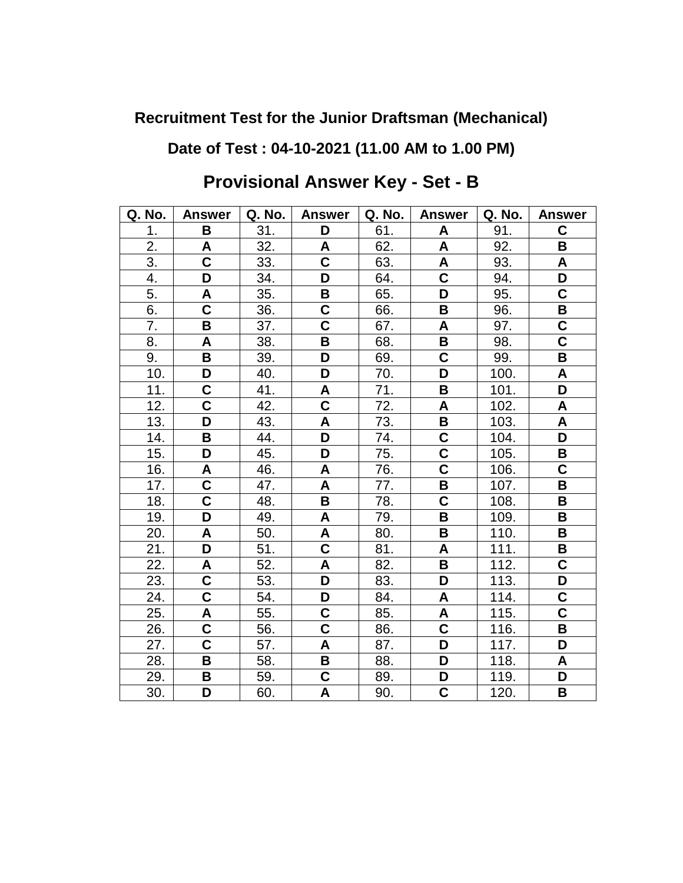**Recruitment Test for the Junior Draftsman (Mechanical)**

**Date of Test : 04-10-2021 (11.00 AM to 1.00 PM)**

## Provisional Answer Key - Set - B

| Q. No. | Answer | Q. No. | Answer | Q. No. | Answer | Q. No. | Answer |
|---|---|---|---|---|---|---|---|
| 1. | **B** | 31. | **D** | 61. | **A** | 91. | **C** |
| 2. | **A** | 32. | **A** | 62. | **A** | 92. | **B** |
| 3. | **C** | 33. | **C** | 63. | **A** | 93. | **A** |
| 4. | **D** | 34. | **D** | 64. | **C** | 94. | **D** |
| 5. | **A** | 35. | **B** | 65. | **D** | 95. | **C** |
| 6. | **C** | 36. | **C** | 66. | **B** | 96. | **B** |
| 7. | **B** | 37. | **C** | 67. | **A** | 97. | **C** |
| 8. | **A** | 38. | **B** | 68. | **B** | 98. | **C** |
| 9. | **B** | 39. | **D** | 69. | **C** | 99. | **B** |
| 10. | **D** | 40. | **D** | 70. | **D** | 100. | **A** |
| 11. | **C** | 41. | **A** | 71. | **B** | 101. | **D** |
| 12. | **C** | 42. | **C** | 72. | **A** | 102. | **A** |
| 13. | **D** | 43. | **A** | 73. | **B** | 103. | **A** |
| 14. | **B** | 44. | **D** | 74. | **C** | 104. | **D** |
| 15. | **D** | 45. | **D** | 75. | **C** | 105. | **B** |
| 16. | **A** | 46. | **A** | 76. | **C** | 106. | **C** |
| 17. | **C** | 47. | **A** | 77. | **B** | 107. | **B** |
| 18. | **C** | 48. | **B** | 78. | **C** | 108. | **B** |
| 19. | **D** | 49. | **A** | 79. | **B** | 109. | **B** |
| 20. | **A** | 50. | **A** | 80. | **B** | 110. | **B** |
| 21. | **D** | 51. | **C** | 81. | **A** | 111. | **B** |
| 22. | **A** | 52. | **A** | 82. | **B** | 112. | **C** |
| 23. | **C** | 53. | **D** | 83. | **D** | 113. | **D** |
| 24. | **C** | 54. | **D** | 84. | **A** | 114. | **C** |
| 25. | **A** | 55. | **C** | 85. | **A** | 115. | **C** |
| 26. | **C** | 56. | **C** | 86. | **C** | 116. | **B** |
| 27. | **C** | 57. | **A** | 87. | **D** | 117. | **D** |
| 28. | **B** | 58. | **B** | 88. | **D** | 118. | **A** |
| 29. | **B** | 59. | **C** | 89. | **D** | 119. | **D** |
| 30. | **D** | 60. | **A** | 90. | **C** | 120. | **B** |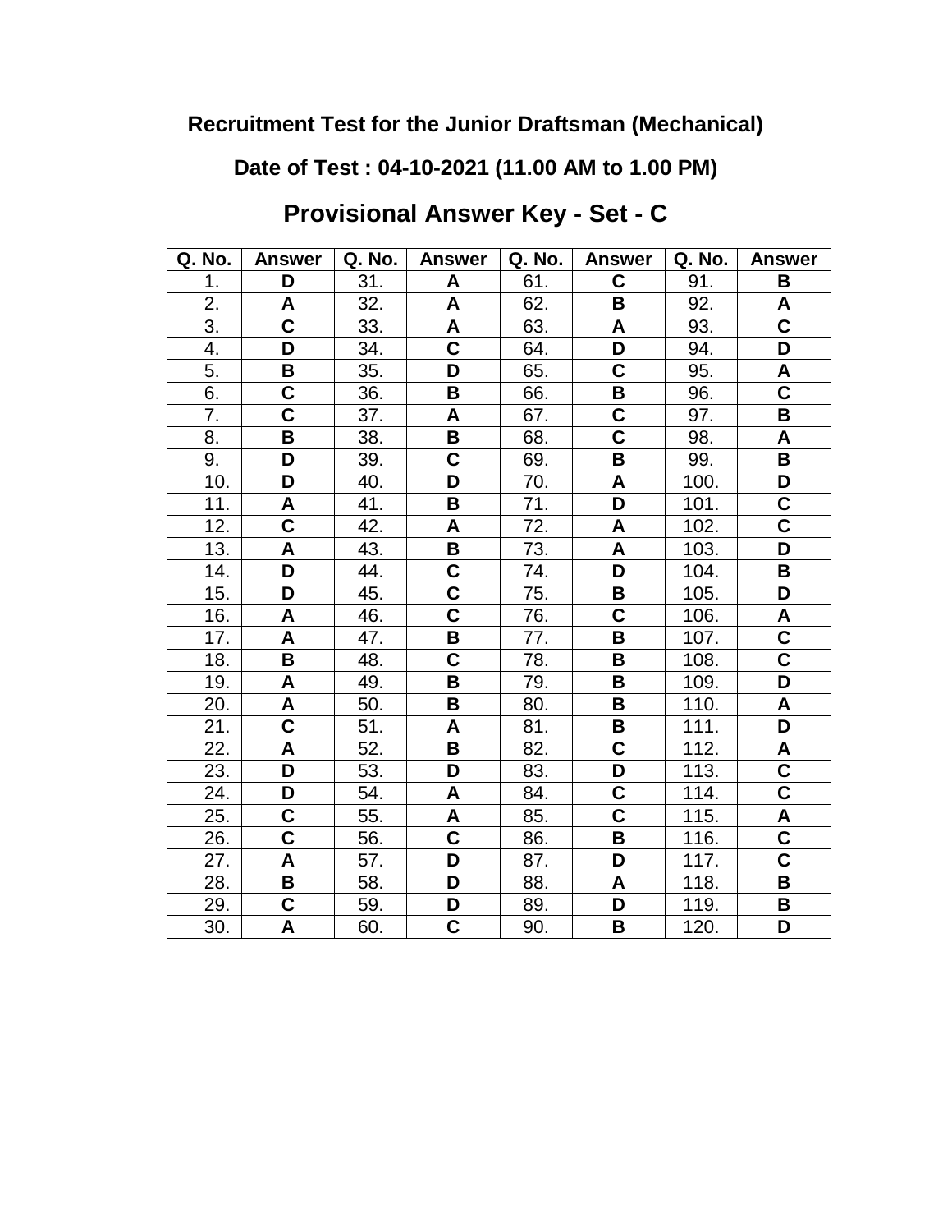**Recruitment Test for the Junior Draftsman (Mechanical)**

**Date of Test : 04-10-2021 (11.00 AM to 1.00 PM)**

## Provisional Answer Key - Set - C

| Q. No. | Answer | Q. No. | Answer | Q. No. | Answer | Q. No. | Answer |
|---|---|---|---|---|---|---|---|
| 1. | **D** | 31. | **A** | 61. | **C** | 91. | **B** |
| 2. | **A** | 32. | **A** | 62. | **B** | 92. | **A** |
| 3. | **C** | 33. | **A** | 63. | **A** | 93. | **C** |
| 4. | **D** | 34. | **C** | 64. | **D** | 94. | **D** |
| 5. | **B** | 35. | **D** | 65. | **C** | 95. | **A** |
| 6. | **C** | 36. | **B** | 66. | **B** | 96. | **C** |
| 7. | **C** | 37. | **A** | 67. | **C** | 97. | **B** |
| 8. | **B** | 38. | **B** | 68. | **C** | 98. | **A** |
| 9. | **D** | 39. | **C** | 69. | **B** | 99. | **B** |
| 10. | **D** | 40. | **D** | 70. | **A** | 100. | **D** |
| 11. | **A** | 41. | **B** | 71. | **D** | 101. | **C** |
| 12. | **C** | 42. | **A** | 72. | **A** | 102. | **C** |
| 13. | **A** | 43. | **B** | 73. | **A** | 103. | **D** |
| 14. | **D** | 44. | **C** | 74. | **D** | 104. | **B** |
| 15. | **D** | 45. | **C** | 75. | **B** | 105. | **D** |
| 16. | **A** | 46. | **C** | 76. | **C** | 106. | **A** |
| 17. | **A** | 47. | **B** | 77. | **B** | 107. | **C** |
| 18. | **B** | 48. | **C** | 78. | **B** | 108. | **C** |
| 19. | **A** | 49. | **B** | 79. | **B** | 109. | **D** |
| 20. | **A** | 50. | **B** | 80. | **B** | 110. | **A** |
| 21. | **C** | 51. | **A** | 81. | **B** | 111. | **D** |
| 22. | **A** | 52. | **B** | 82. | **C** | 112. | **A** |
| 23. | **D** | 53. | **D** | 83. | **D** | 113. | **C** |
| 24. | **D** | 54. | **A** | 84. | **C** | 114. | **C** |
| 25. | **C** | 55. | **A** | 85. | **C** | 115. | **A** |
| 26. | **C** | 56. | **C** | 86. | **B** | 116. | **C** |
| 27. | **A** | 57. | **D** | 87. | **D** | 117. | **C** |
| 28. | **B** | 58. | **D** | 88. | **A** | 118. | **B** |
| 29. | **C** | 59. | **D** | 89. | **D** | 119. | **B** |
| 30. | **A** | 60. | **C** | 90. | **B** | 120. | **D** |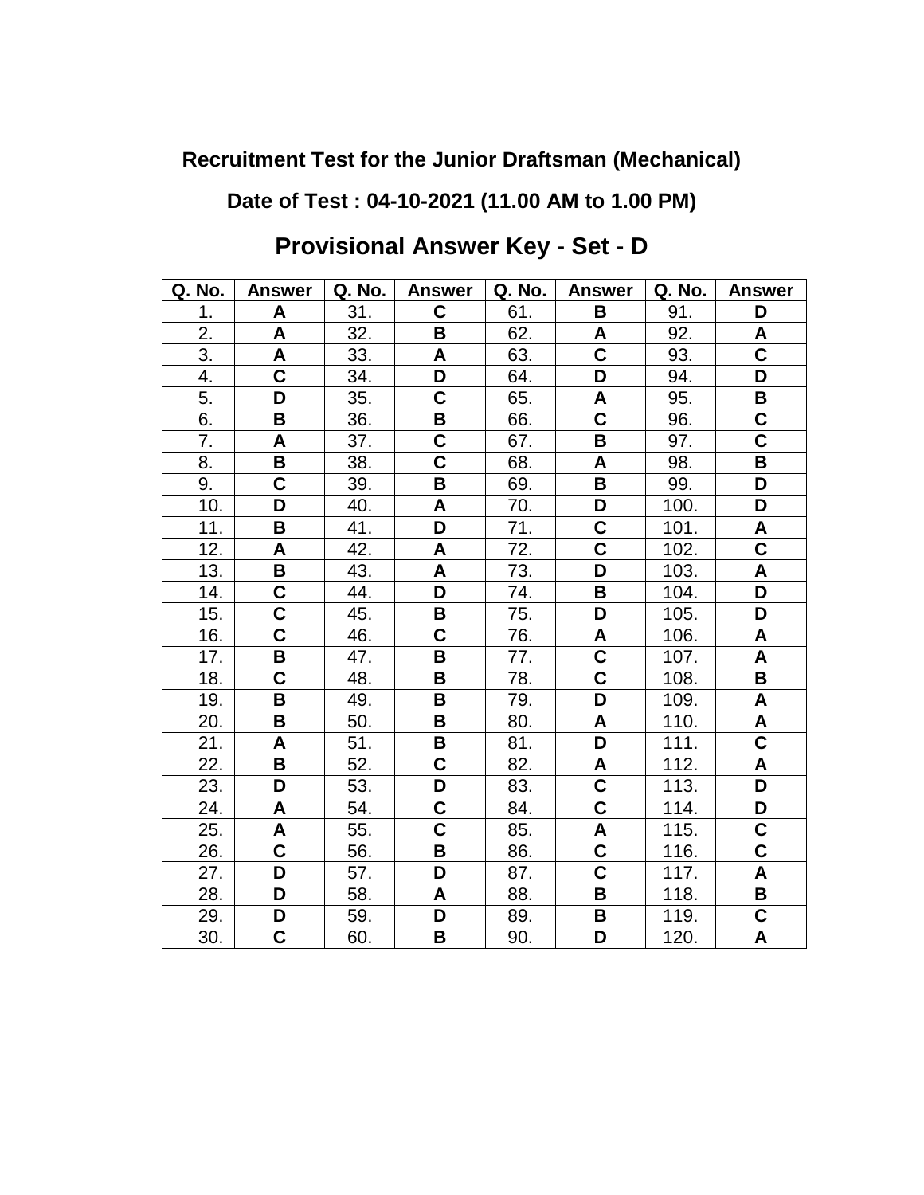**Recruitment Test for the Junior Draftsman (Mechanical)**

**Date of Test : 04-10-2021 (11.00 AM to 1.00 PM)**

## Provisional Answer Key - Set - D

| Q. No. | Answer | Q. No. | Answer | Q. No. | Answer | Q. No. | Answer |
|---|---|---|---|---|---|---|---|
| 1. | **A** | 31. | **C** | 61. | **B** | 91. | **D** |
| 2. | **A** | 32. | **B** | 62. | **A** | 92. | **A** |
| 3. | **A** | 33. | **A** | 63. | **C** | 93. | **C** |
| 4. | **C** | 34. | **D** | 64. | **D** | 94. | **D** |
| 5. | **D** | 35. | **C** | 65. | **A** | 95. | **B** |
| 6. | **B** | 36. | **B** | 66. | **C** | 96. | **C** |
| 7. | **A** | 37. | **C** | 67. | **B** | 97. | **C** |
| 8. | **B** | 38. | **C** | 68. | **A** | 98. | **B** |
| 9. | **C** | 39. | **B** | 69. | **B** | 99. | **D** |
| 10. | **D** | 40. | **A** | 70. | **D** | 100. | **D** |
| 11. | **B** | 41. | **D** | 71. | **C** | 101. | **A** |
| 12. | **A** | 42. | **A** | 72. | **C** | 102. | **C** |
| 13. | **B** | 43. | **A** | 73. | **D** | 103. | **A** |
| 14. | **C** | 44. | **D** | 74. | **B** | 104. | **D** |
| 15. | **C** | 45. | **B** | 75. | **D** | 105. | **D** |
| 16. | **C** | 46. | **C** | 76. | **A** | 106. | **A** |
| 17. | **B** | 47. | **B** | 77. | **C** | 107. | **A** |
| 18. | **C** | 48. | **B** | 78. | **C** | 108. | **B** |
| 19. | **B** | 49. | **B** | 79. | **D** | 109. | **A** |
| 20. | **B** | 50. | **B** | 80. | **A** | 110. | **A** |
| 21. | **A** | 51. | **B** | 81. | **D** | 111. | **C** |
| 22. | **B** | 52. | **C** | 82. | **A** | 112. | **A** |
| 23. | **D** | 53. | **D** | 83. | **C** | 113. | **D** |
| 24. | **A** | 54. | **C** | 84. | **C** | 114. | **D** |
| 25. | **A** | 55. | **C** | 85. | **A** | 115. | **C** |
| 26. | **C** | 56. | **B** | 86. | **C** | 116. | **C** |
| 27. | **D** | 57. | **D** | 87. | **C** | 117. | **A** |
| 28. | **D** | 58. | **A** | 88. | **B** | 118. | **B** |
| 29. | **D** | 59. | **D** | 89. | **B** | 119. | **C** |
| 30. | **C** | 60. | **B** | 90. | **D** | 120. | **A** |